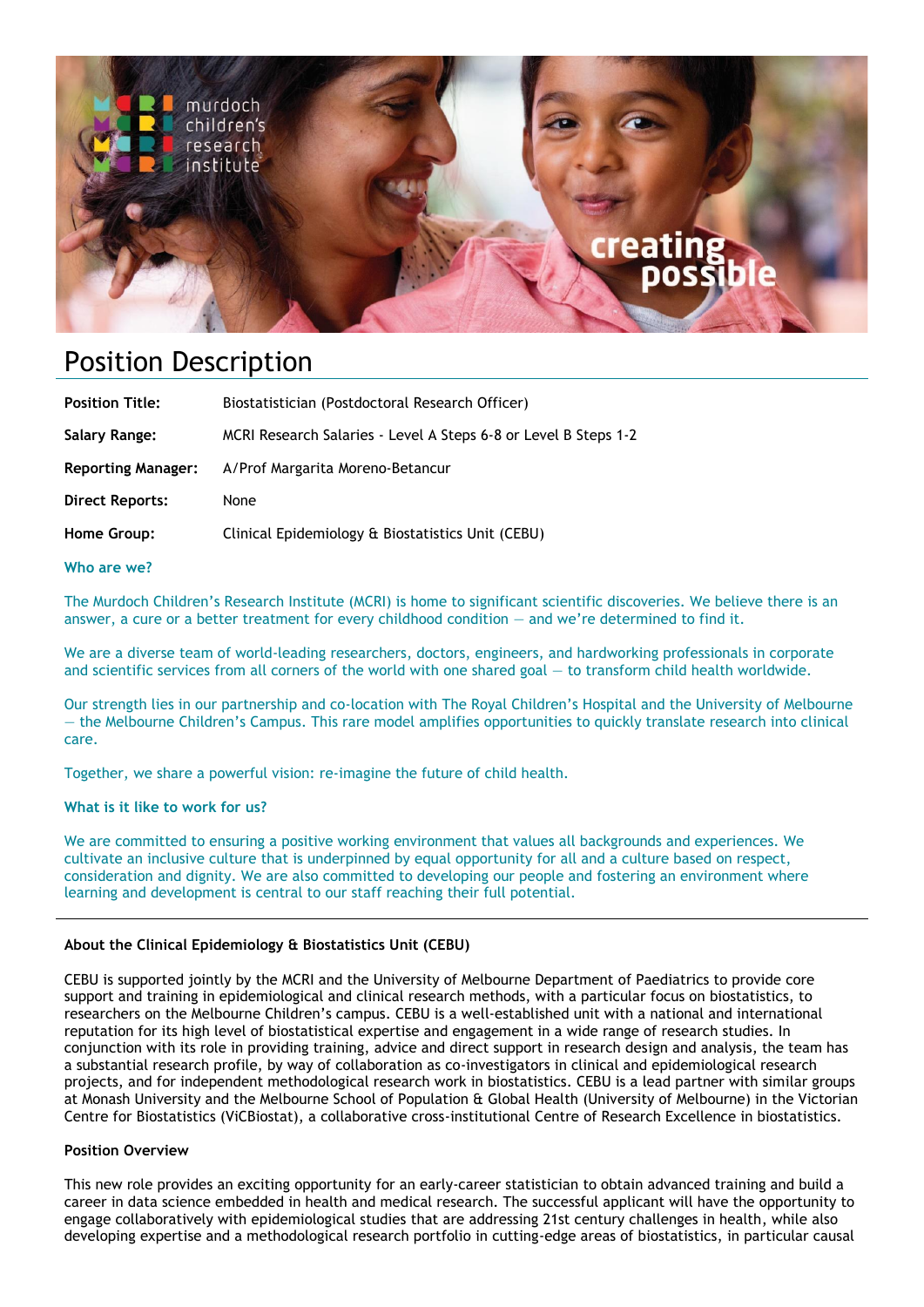# Position Description

| | |
|---|---|
| **Position Title:** | Biostatistician (Postdoctoral Research Officer) |
| **Salary Range:** | MCRI Research Salaries - Level A Steps 6-8 or Level B Steps 1-2 |
| **Reporting Manager:** | A/Prof Margarita Moreno-Betancur |
| **Direct Reports:** | None |
| **Home Group:** | Clinical Epidemiology & Biostatistics Unit (CEBU) |

### Who are we?

The Murdoch Children's Research Institute (MCRI) is home to significant scientific discoveries. We believe there is an answer, a cure or a better treatment for every childhood condition — and we're determined to find it.

We are a diverse team of world-leading researchers, doctors, engineers, and hardworking professionals in corporate and scientific services from all corners of the world with one shared goal — to transform child health worldwide.

Our strength lies in our partnership and co-location with The Royal Children's Hospital and the University of Melbourne — the Melbourne Children's Campus. This rare model amplifies opportunities to quickly translate research into clinical care.

Together, we share a powerful vision: re-imagine the future of child health.

### What is it like to work for us?

We are committed to ensuring a positive working environment that values all backgrounds and experiences. We cultivate an inclusive culture that is underpinned by equal opportunity for all and a culture based on respect, consideration and dignity. We are also committed to developing our people and fostering an environment where learning and development is central to our staff reaching their full potential.

---

### About the Clinical Epidemiology & Biostatistics Unit (CEBU)

CEBU is supported jointly by the MCRI and the University of Melbourne Department of Paediatrics to provide core support and training in epidemiological and clinical research methods, with a particular focus on biostatistics, to researchers on the Melbourne Children's campus. CEBU is a well-established unit with a national and international reputation for its high level of biostatistical expertise and engagement in a wide range of research studies. In conjunction with its role in providing training, advice and direct support in research design and analysis, the team has a substantial research profile, by way of collaboration as co-investigators in clinical and epidemiological research projects, and for independent methodological research work in biostatistics. CEBU is a lead partner with similar groups at Monash University and the Melbourne School of Population & Global Health (University of Melbourne) in the Victorian Centre for Biostatistics (ViCBiostat), a collaborative cross-institutional Centre of Research Excellence in biostatistics.

### Position Overview

This new role provides an exciting opportunity for an early-career statistician to obtain advanced training and build a career in data science embedded in health and medical research. The successful applicant will have the opportunity to engage collaboratively with epidemiological studies that are addressing 21st century challenges in health, while also developing expertise and a methodological research portfolio in cutting-edge areas of biostatistics, in particular causal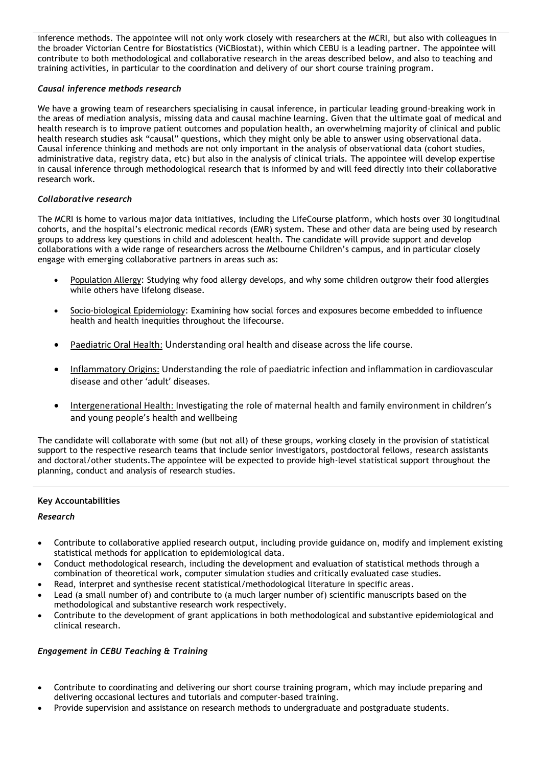inference methods. The appointee will not only work closely with researchers at the MCRI, but also with colleagues in the broader Victorian Centre for Biostatistics (ViCBiostat), within which CEBU is a leading partner. The appointee will contribute to both methodological and collaborative research in the areas described below, and also to teaching and training activities, in particular to the coordination and delivery of our short course training program.

***Causal inference methods research***

We have a growing team of researchers specialising in causal inference, in particular leading ground-breaking work in the areas of mediation analysis, missing data and causal machine learning. Given that the ultimate goal of medical and health research is to improve patient outcomes and population health, an overwhelming majority of clinical and public health research studies ask "causal" questions, which they might only be able to answer using observational data. Causal inference thinking and methods are not only important in the analysis of observational data (cohort studies, administrative data, registry data, etc) but also in the analysis of clinical trials. The appointee will develop expertise in causal inference through methodological research that is informed by and will feed directly into their collaborative research work.

***Collaborative research***

The MCRI is home to various major data initiatives, including the LifeCourse platform, which hosts over 30 longitudinal cohorts, and the hospital's electronic medical records (EMR) system. These and other data are being used by research groups to address key questions in child and adolescent health. The candidate will provide support and develop collaborations with a wide range of researchers across the Melbourne Children's campus, and in particular closely engage with emerging collaborative partners in areas such as:

- Population Allergy: Studying why food allergy develops, and why some children outgrow their food allergies while others have lifelong disease.
- Socio-biological Epidemiology: Examining how social forces and exposures become embedded to influence health and health inequities throughout the lifecourse.
- Paediatric Oral Health: Understanding oral health and disease across the life course.
- Inflammatory Origins: Understanding the role of paediatric infection and inflammation in cardiovascular disease and other 'adult' diseases.
- Intergenerational Health: Investigating the role of maternal health and family environment in children's and young people's health and wellbeing

The candidate will collaborate with some (but not all) of these groups, working closely in the provision of statistical support to the respective research teams that include senior investigators, postdoctoral fellows, research assistants and doctoral/other students.The appointee will be expected to provide high-level statistical support throughout the planning, conduct and analysis of research studies.

**Key Accountabilities**

***Research***

- Contribute to collaborative applied research output, including provide guidance on, modify and implement existing statistical methods for application to epidemiological data.
- Conduct methodological research, including the development and evaluation of statistical methods through a combination of theoretical work, computer simulation studies and critically evaluated case studies.
- Read, interpret and synthesise recent statistical/methodological literature in specific areas.
- Lead (a small number of) and contribute to (a much larger number of) scientific manuscripts based on the methodological and substantive research work respectively.
- Contribute to the development of grant applications in both methodological and substantive epidemiological and clinical research.

***Engagement in CEBU Teaching & Training***

- Contribute to coordinating and delivering our short course training program, which may include preparing and delivering occasional lectures and tutorials and computer-based training.
- Provide supervision and assistance on research methods to undergraduate and postgraduate students.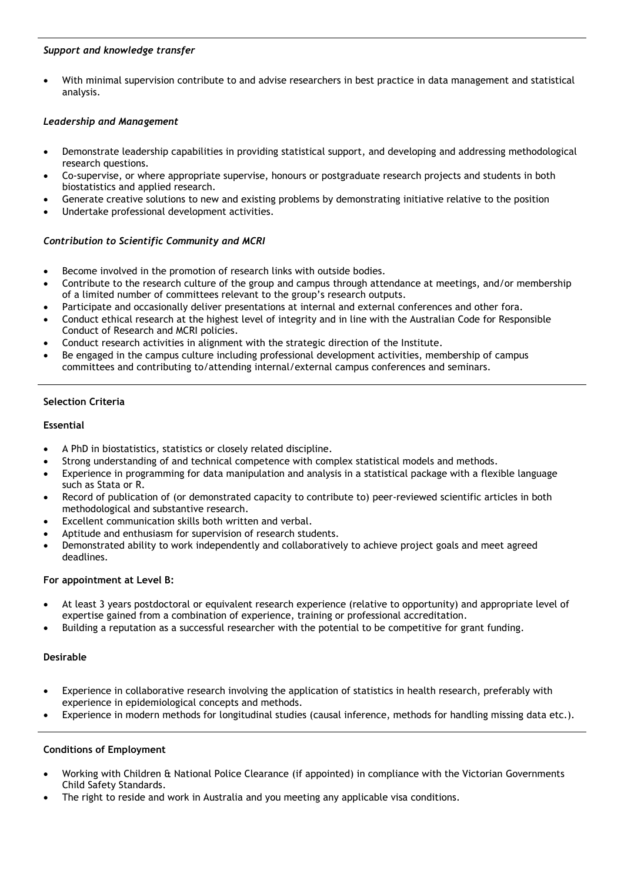*Support and knowledge transfer*

- With minimal supervision contribute to and advise researchers in best practice in data management and statistical analysis.

*Leadership and Management*

- Demonstrate leadership capabilities in providing statistical support, and developing and addressing methodological research questions.
- Co-supervise, or where appropriate supervise, honours or postgraduate research projects and students in both biostatistics and applied research.
- Generate creative solutions to new and existing problems by demonstrating initiative relative to the position
- Undertake professional development activities.

*Contribution to Scientific Community and MCRI*

- Become involved in the promotion of research links with outside bodies.
- Contribute to the research culture of the group and campus through attendance at meetings, and/or membership of a limited number of committees relevant to the group's research outputs.
- Participate and occasionally deliver presentations at internal and external conferences and other fora.
- Conduct ethical research at the highest level of integrity and in line with the Australian Code for Responsible Conduct of Research and MCRI policies.
- Conduct research activities in alignment with the strategic direction of the Institute.
- Be engaged in the campus culture including professional development activities, membership of campus committees and contributing to/attending internal/external campus conferences and seminars.

**Selection Criteria**

**Essential**

- A PhD in biostatistics, statistics or closely related discipline.
- Strong understanding of and technical competence with complex statistical models and methods.
- Experience in programming for data manipulation and analysis in a statistical package with a flexible language such as Stata or R.
- Record of publication of (or demonstrated capacity to contribute to) peer-reviewed scientific articles in both methodological and substantive research.
- Excellent communication skills both written and verbal.
- Aptitude and enthusiasm for supervision of research students.
- Demonstrated ability to work independently and collaboratively to achieve project goals and meet agreed deadlines.

**For appointment at Level B:**

- At least 3 years postdoctoral or equivalent research experience (relative to opportunity) and appropriate level of expertise gained from a combination of experience, training or professional accreditation.
- Building a reputation as a successful researcher with the potential to be competitive for grant funding.

**Desirable**

- Experience in collaborative research involving the application of statistics in health research, preferably with experience in epidemiological concepts and methods.
- Experience in modern methods for longitudinal studies (causal inference, methods for handling missing data etc.).

**Conditions of Employment**

- Working with Children & National Police Clearance (if appointed) in compliance with the Victorian Governments Child Safety Standards.
- The right to reside and work in Australia and you meeting any applicable visa conditions.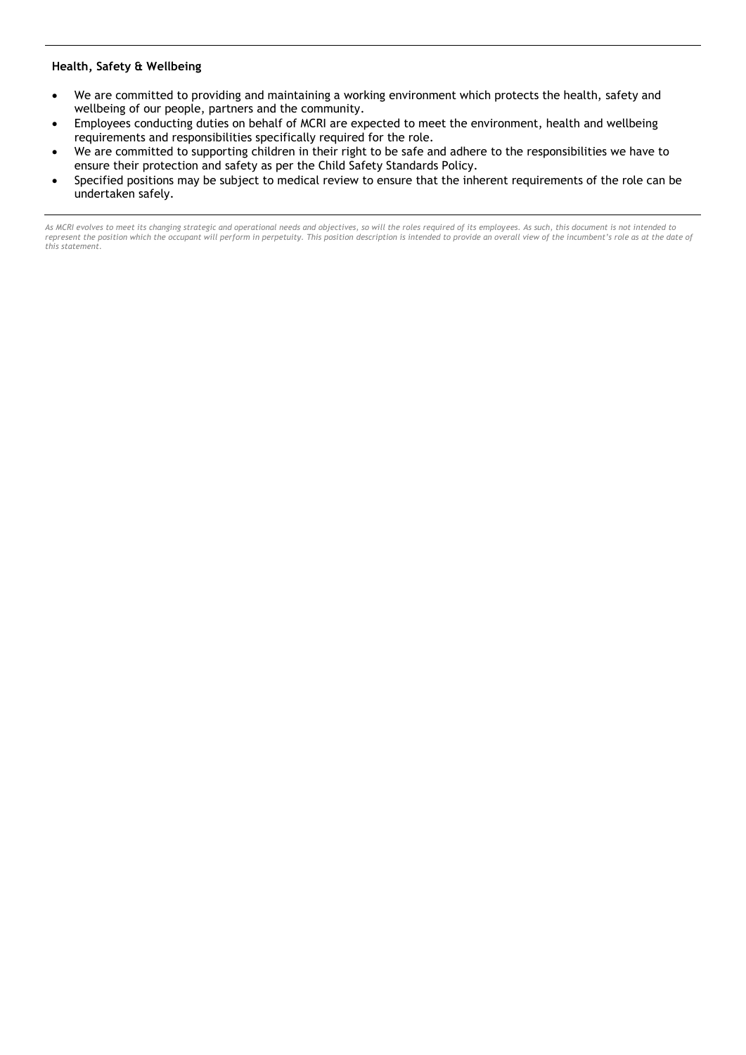**Health, Safety & Wellbeing**

- We are committed to providing and maintaining a working environment which protects the health, safety and wellbeing of our people, partners and the community.
- Employees conducting duties on behalf of MCRI are expected to meet the environment, health and wellbeing requirements and responsibilities specifically required for the role.
- We are committed to supporting children in their right to be safe and adhere to the responsibilities we have to ensure their protection and safety as per the Child Safety Standards Policy.
- Specified positions may be subject to medical review to ensure that the inherent requirements of the role can be undertaken safely.

*As MCRI evolves to meet its changing strategic and operational needs and objectives, so will the roles required of its employees. As such, this document is not intended to represent the position which the occupant will perform in perpetuity. This position description is intended to provide an overall view of the incumbent's role as at the date of this statement.*